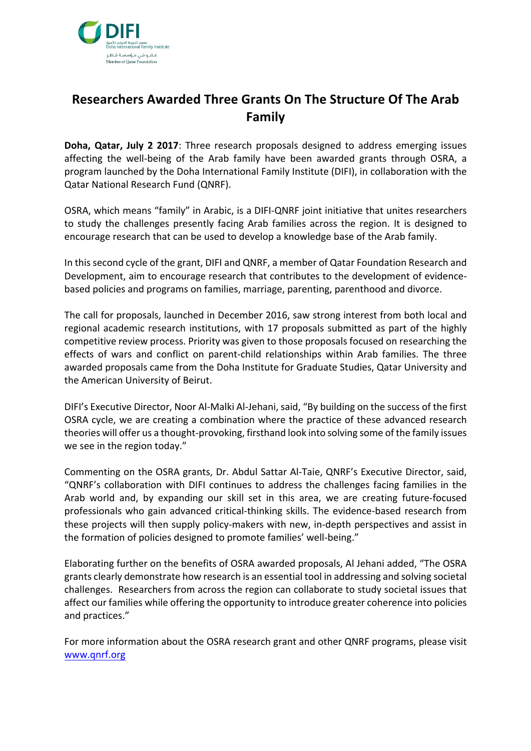# Researchers Awarded Three Grants On The Structure Of The Arab Family

**Doha, Qatar, July 2 2017**: Three research proposals designed to address emerging issues affecting the well-being of the Arab family have been awarded grants through OSRA, a program launched by the Doha International Family Institute (DIFI), in collaboration with the Qatar National Research Fund (QNRF).

OSRA, which means "family" in Arabic, is a DIFI-QNRF joint initiative that unites researchers to study the challenges presently facing Arab families across the region. It is designed to encourage research that can be used to develop a knowledge base of the Arab family.

In this second cycle of the grant, DIFI and QNRF, a member of Qatar Foundation Research and Development, aim to encourage research that contributes to the development of evidence-based policies and programs on families, marriage, parenting, parenthood and divorce.

The call for proposals, launched in December 2016, saw strong interest from both local and regional academic research institutions, with 17 proposals submitted as part of the highly competitive review process. Priority was given to those proposals focused on researching the effects of wars and conflict on parent-child relationships within Arab families. The three awarded proposals came from the Doha Institute for Graduate Studies, Qatar University and the American University of Beirut.

DIFI's Executive Director, Noor Al-Malki Al-Jehani, said, "By building on the success of the first OSRA cycle, we are creating a combination where the practice of these advanced research theories will offer us a thought-provoking, firsthand look into solving some of the family issues we see in the region today."

Commenting on the OSRA grants, Dr. Abdul Sattar Al-Taie, QNRF's Executive Director, said, "QNRF's collaboration with DIFI continues to address the challenges facing families in the Arab world and, by expanding our skill set in this area, we are creating future-focused professionals who gain advanced critical-thinking skills. The evidence-based research from these projects will then supply policy-makers with new, in-depth perspectives and assist in the formation of policies designed to promote families' well-being."

Elaborating further on the benefits of OSRA awarded proposals, Al Jehani added, "The OSRA grants clearly demonstrate how research is an essential tool in addressing and solving societal challenges. Researchers from across the region can collaborate to study societal issues that affect our families while offering the opportunity to introduce greater coherence into policies and practices."

For more information about the OSRA research grant and other QNRF programs, please visit [www.qnrf.org](http://www.qnrf.org)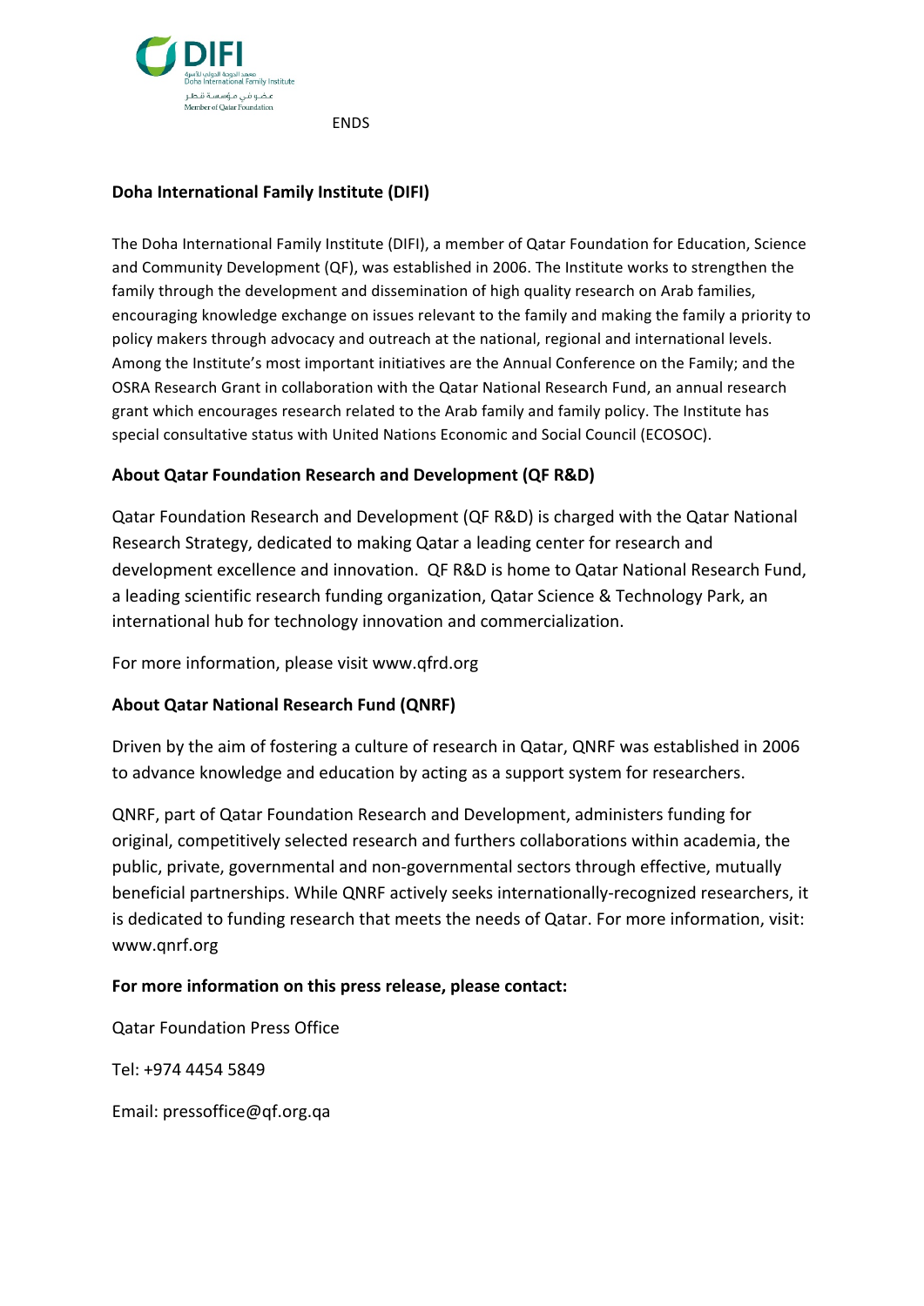ENDS

**Doha International Family Institute (DIFI)**

The Doha International Family Institute (DIFI), a member of Qatar Foundation for Education, Science and Community Development (QF), was established in 2006. The Institute works to strengthen the family through the development and dissemination of high quality research on Arab families, encouraging knowledge exchange on issues relevant to the family and making the family a priority to policy makers through advocacy and outreach at the national, regional and international levels. Among the Institute's most important initiatives are the Annual Conference on the Family; and the OSRA Research Grant in collaboration with the Qatar National Research Fund, an annual research grant which encourages research related to the Arab family and family policy. The Institute has special consultative status with United Nations Economic and Social Council (ECOSOC).

**About Qatar Foundation Research and Development (QF R&D)**

Qatar Foundation Research and Development (QF R&D) is charged with the Qatar National Research Strategy, dedicated to making Qatar a leading center for research and development excellence and innovation. QF R&D is home to Qatar National Research Fund, a leading scientific research funding organization, Qatar Science & Technology Park, an international hub for technology innovation and commercialization.

For more information, please visit www.qfrd.org

**About Qatar National Research Fund (QNRF)**

Driven by the aim of fostering a culture of research in Qatar, QNRF was established in 2006 to advance knowledge and education by acting as a support system for researchers.

QNRF, part of Qatar Foundation Research and Development, administers funding for original, competitively selected research and furthers collaborations within academia, the public, private, governmental and non-governmental sectors through effective, mutually beneficial partnerships. While QNRF actively seeks internationally-recognized researchers, it is dedicated to funding research that meets the needs of Qatar. For more information, visit: www.qnrf.org

**For more information on this press release, please contact:**

Qatar Foundation Press Office

Tel: +974 4454 5849

Email: pressoffice@qf.org.qa